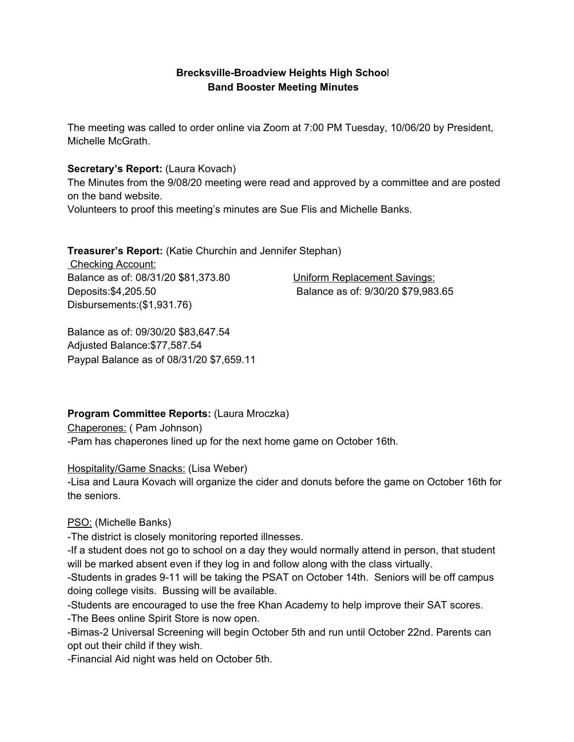**Brecksville-Broadview Heights High School**
**Band Booster Meeting Minutes**

The meeting was called to order online via Zoom at 7:00 PM Tuesday, 10/06/20 by President, Michelle McGrath.

**Secretary's Report:** (Laura Kovach)
The Minutes from the 9/08/20 meeting were read and approved by a committee and are posted on the band website.
Volunteers to proof this meeting's minutes are Sue Flis and Michelle Banks.

**Treasurer's Report:** (Katie Churchin and Jennifer Stephan)

Checking Account:
Balance as of: 08/31/20 $81,373.80
Deposits:$4,205.50
Disbursements:($1,931.76)

Balance as of: 09/30/20 $83,647.54
Adjusted Balance:$77,587.54
Paypal Balance as of 08/31/20 $7,659.11

Uniform Replacement Savings:
Balance as of: 9/30/20 $79,983.65

**Program Committee Reports:** (Laura Mroczka)

Chaperones: ( Pam Johnson)
-Pam has chaperones lined up for the next home game on October 16th.

Hospitality/Game Snacks: (Lisa Weber)
-Lisa and Laura Kovach will organize the cider and donuts before the game on October 16th for the seniors.

PSO: (Michelle Banks)
-The district is closely monitoring reported illnesses.
-If a student does not go to school on a day they would normally attend in person, that student will be marked absent even if they log in and follow along with the class virtually.
-Students in grades 9-11 will be taking the PSAT on October 14th. Seniors will be off campus doing college visits. Bussing will be available.
-Students are encouraged to use the free Khan Academy to help improve their SAT scores.
-The Bees online Spirit Store is now open.
-Bimas-2 Universal Screening will begin October 5th and run until October 22nd. Parents can opt out their child if they wish.
-Financial Aid night was held on October 5th.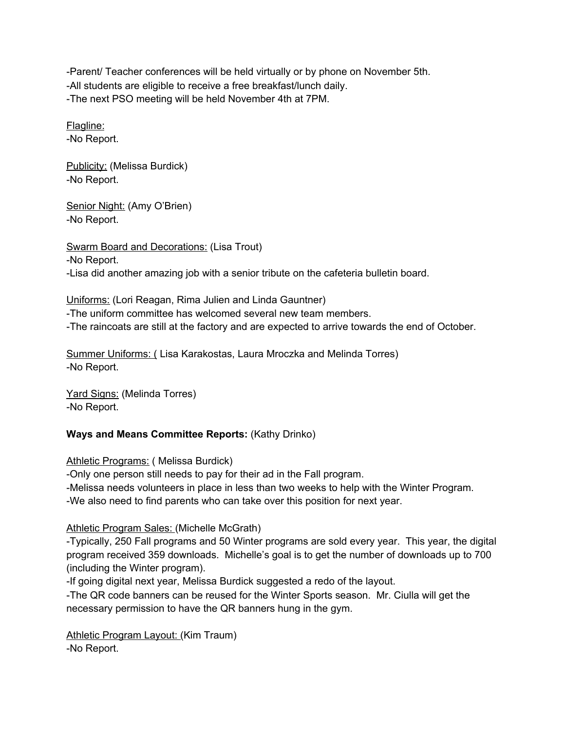-Parent/ Teacher conferences will be held virtually or by phone on November 5th.
-All students are eligible to receive a free breakfast/lunch daily.
-The next PSO meeting will be held November 4th at 7PM.

<u>Flagline:</u>
-No Report.

<u>Publicity:</u> (Melissa Burdick)
-No Report.

<u>Senior Night:</u> (Amy O'Brien)
-No Report.

<u>Swarm Board and Decorations:</u> (Lisa Trout)
-No Report.
-Lisa did another amazing job with a senior tribute on the cafeteria bulletin board.

<u>Uniforms:</u> (Lori Reagan, Rima Julien and Linda Gauntner)
-The uniform committee has welcomed several new team members.
-The raincoats are still at the factory and are expected to arrive towards the end of October.

<u>Summer Uniforms: (</u> Lisa Karakostas, Laura Mroczka and Melinda Torres)
-No Report.

<u>Yard Signs:</u> (Melinda Torres)
-No Report.

**Ways and Means Committee Reports:** (Kathy Drinko)

<u>Athletic Programs:</u> ( Melissa Burdick)
-Only one person still needs to pay for their ad in the Fall program.
-Melissa needs volunteers in place in less than two weeks to help with the Winter Program.
-We also need to find parents who can take over this position for next year.

<u>Athletic Program Sales: (</u>Michelle McGrath)
-Typically, 250 Fall programs and 50 Winter programs are sold every year. This year, the digital program received 359 downloads. Michelle's goal is to get the number of downloads up to 700 (including the Winter program).
-If going digital next year, Melissa Burdick suggested a redo of the layout.
-The QR code banners can be reused for the Winter Sports season. Mr. Ciulla will get the necessary permission to have the QR banners hung in the gym.

<u>Athletic Program Layout: (</u>Kim Traum)
-No Report.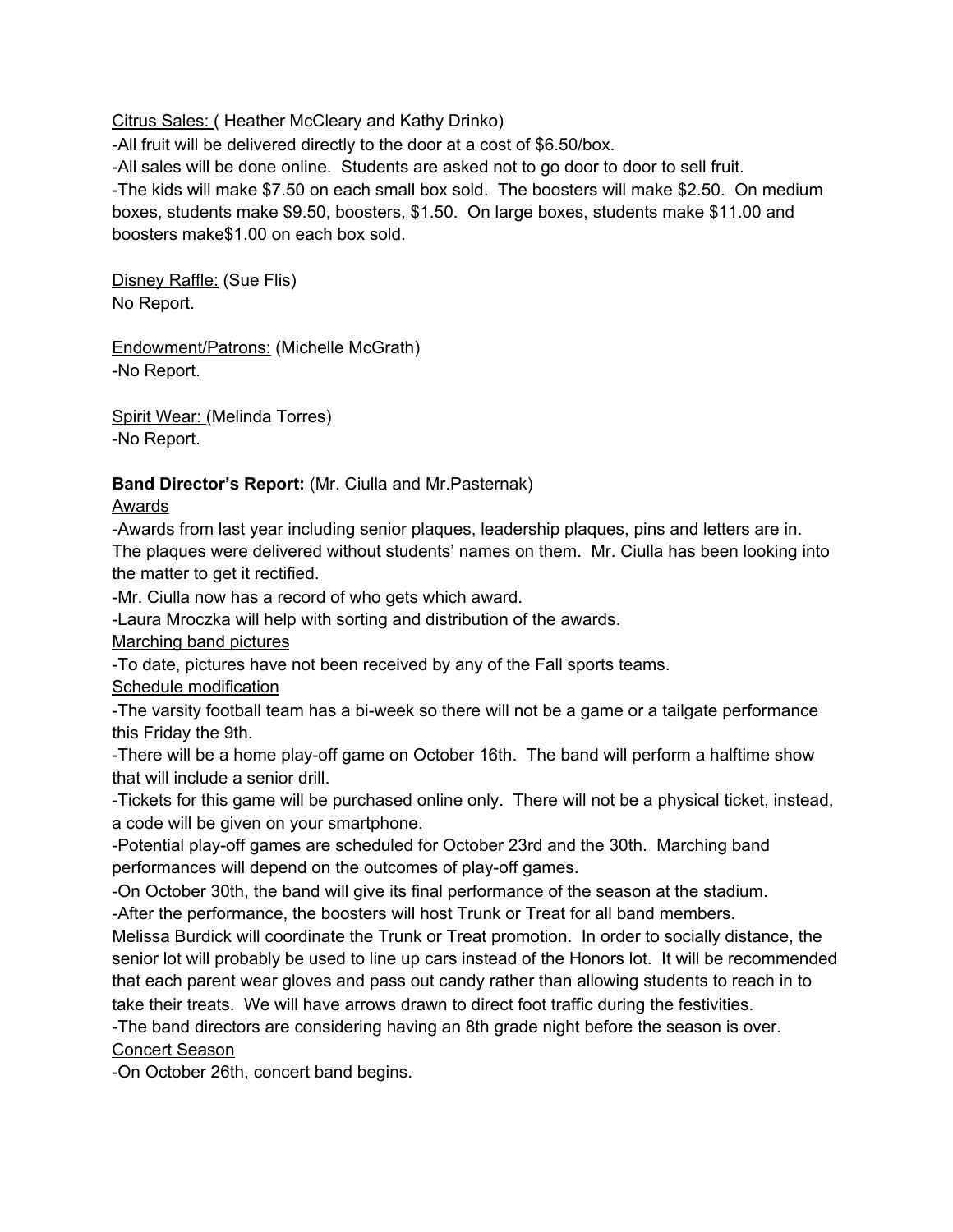<u>Citrus Sales: (</u> Heather McCleary and Kathy Drinko)

-All fruit will be delivered directly to the door at a cost of $6.50/box.

-All sales will be done online. Students are asked not to go door to door to sell fruit.

-The kids will make $7.50 on each small box sold. The boosters will make $2.50. On medium boxes, students make $9.50, boosters, $1.50. On large boxes, students make $11.00 and boosters make$1.00 on each box sold.

<u>Disney Raffle:</u> (Sue Flis)

No Report.

<u>Endowment/Patrons:</u> (Michelle McGrath)

-No Report.

<u>Spirit Wear: (</u>Melinda Torres)

-No Report.

**Band Director's Report:** (Mr. Ciulla and Mr.Pasternak)

<u>Awards</u>

-Awards from last year including senior plaques, leadership plaques, pins and letters are in. The plaques were delivered without students' names on them. Mr. Ciulla has been looking into the matter to get it rectified.

-Mr. Ciulla now has a record of who gets which award.

-Laura Mroczka will help with sorting and distribution of the awards.

<u>Marching band pictures</u>

-To date, pictures have not been received by any of the Fall sports teams.

<u>Schedule modification</u>

-The varsity football team has a bi-week so there will not be a game or a tailgate performance this Friday the 9th.

-There will be a home play-off game on October 16th. The band will perform a halftime show that will include a senior drill.

-Tickets for this game will be purchased online only. There will not be a physical ticket, instead, a code will be given on your smartphone.

-Potential play-off games are scheduled for October 23rd and the 30th. Marching band performances will depend on the outcomes of play-off games.

-On October 30th, the band will give its final performance of the season at the stadium.

-After the performance, the boosters will host Trunk or Treat for all band members.

Melissa Burdick will coordinate the Trunk or Treat promotion. In order to socially distance, the senior lot will probably be used to line up cars instead of the Honors lot. It will be recommended that each parent wear gloves and pass out candy rather than allowing students to reach in to take their treats. We will have arrows drawn to direct foot traffic during the festivities.

-The band directors are considering having an 8th grade night before the season is over.

<u>Concert Season</u>

-On October 26th, concert band begins.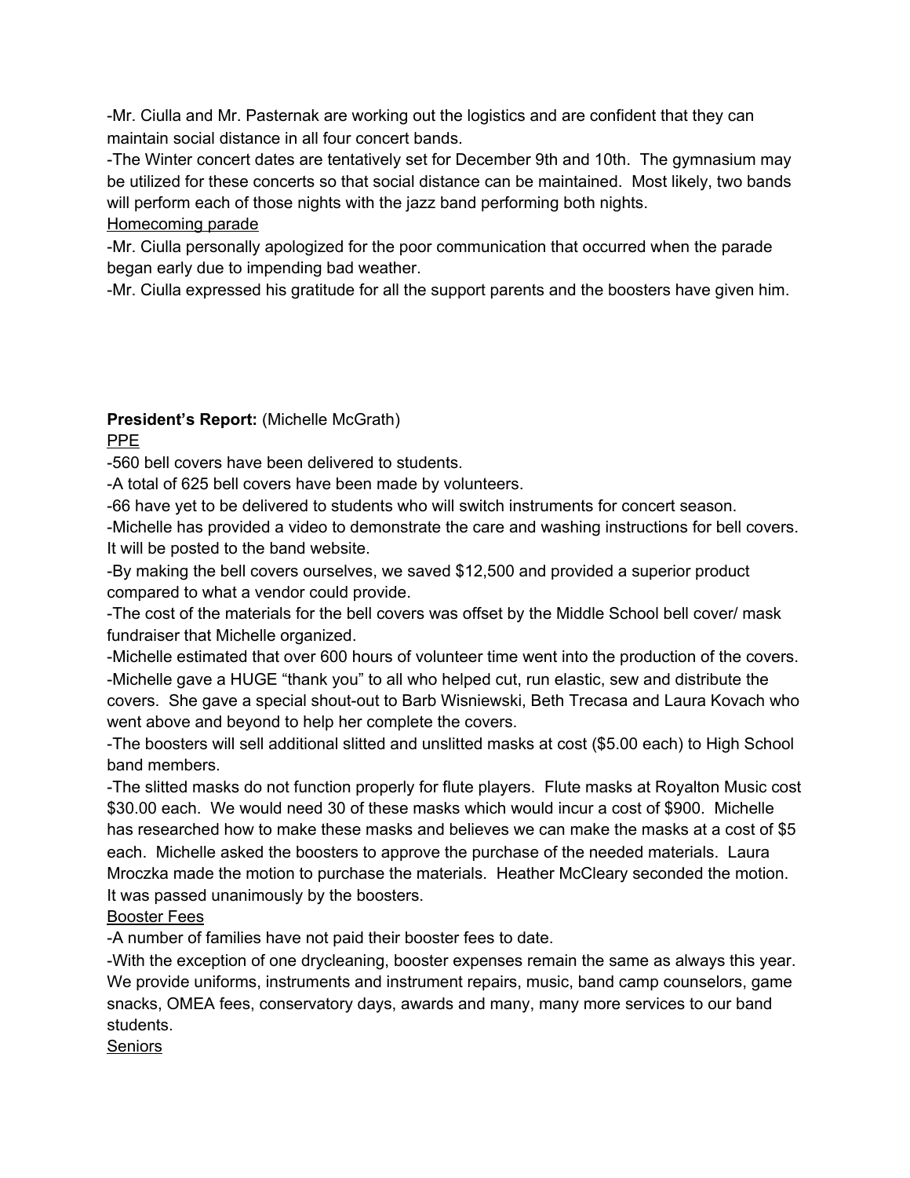-Mr. Ciulla and Mr. Pasternak are working out the logistics and are confident that they can maintain social distance in all four concert bands.
-The Winter concert dates are tentatively set for December 9th and 10th. The gymnasium may be utilized for these concerts so that social distance can be maintained. Most likely, two bands will perform each of those nights with the jazz band performing both nights.
<u>Homecoming parade</u>
-Mr. Ciulla personally apologized for the poor communication that occurred when the parade began early due to impending bad weather.
-Mr. Ciulla expressed his gratitude for all the support parents and the boosters have given him.

**President's Report:** (Michelle McGrath)
<u>PPE</u>
-560 bell covers have been delivered to students.
-A total of 625 bell covers have been made by volunteers.
-66 have yet to be delivered to students who will switch instruments for concert season.
-Michelle has provided a video to demonstrate the care and washing instructions for bell covers. It will be posted to the band website.
-By making the bell covers ourselves, we saved $12,500 and provided a superior product compared to what a vendor could provide.
-The cost of the materials for the bell covers was offset by the Middle School bell cover/ mask fundraiser that Michelle organized.
-Michelle estimated that over 600 hours of volunteer time went into the production of the covers.
-Michelle gave a HUGE "thank you" to all who helped cut, run elastic, sew and distribute the covers. She gave a special shout-out to Barb Wisniewski, Beth Trecasa and Laura Kovach who went above and beyond to help her complete the covers.
-The boosters will sell additional slitted and unslitted masks at cost ($5.00 each) to High School band members.
-The slitted masks do not function properly for flute players. Flute masks at Royalton Music cost $30.00 each. We would need 30 of these masks which would incur a cost of $900. Michelle has researched how to make these masks and believes we can make the masks at a cost of $5 each. Michelle asked the boosters to approve the purchase of the needed materials. Laura Mroczka made the motion to purchase the materials. Heather McCleary seconded the motion. It was passed unanimously by the boosters.
<u>Booster Fees</u>
-A number of families have not paid their booster fees to date.
-With the exception of one drycleaning, booster expenses remain the same as always this year. We provide uniforms, instruments and instrument repairs, music, band camp counselors, game snacks, OMEA fees, conservatory days, awards and many, many more services to our band students.
<u>Seniors</u>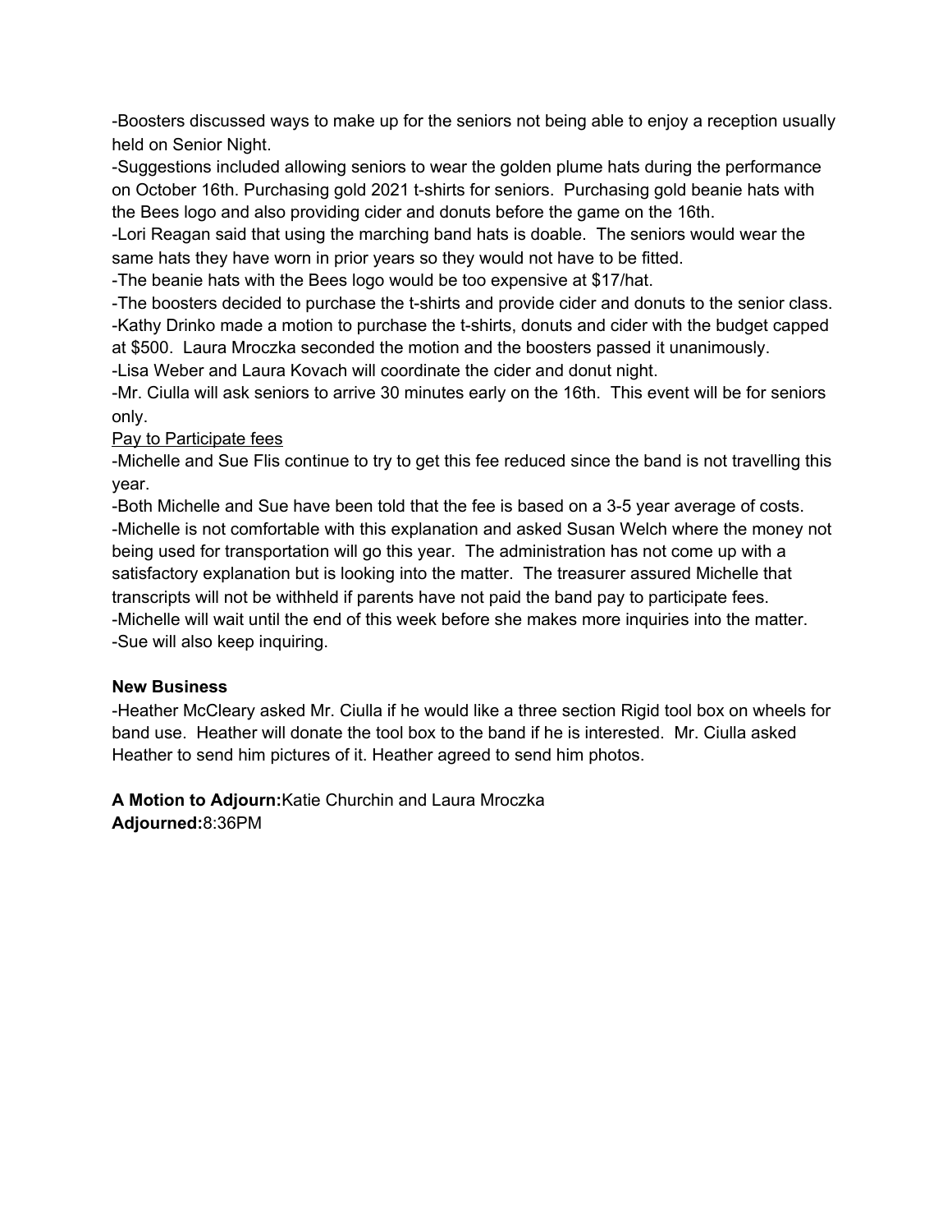-Boosters discussed ways to make up for the seniors not being able to enjoy a reception usually held on Senior Night.

-Suggestions included allowing seniors to wear the golden plume hats during the performance on October 16th. Purchasing gold 2021 t-shirts for seniors. Purchasing gold beanie hats with the Bees logo and also providing cider and donuts before the game on the 16th.

-Lori Reagan said that using the marching band hats is doable. The seniors would wear the same hats they have worn in prior years so they would not have to be fitted.

-The beanie hats with the Bees logo would be too expensive at $17/hat.

-The boosters decided to purchase the t-shirts and provide cider and donuts to the senior class.

-Kathy Drinko made a motion to purchase the t-shirts, donuts and cider with the budget capped at $500. Laura Mroczka seconded the motion and the boosters passed it unanimously.

-Lisa Weber and Laura Kovach will coordinate the cider and donut night.

-Mr. Ciulla will ask seniors to arrive 30 minutes early on the 16th. This event will be for seniors only.

<u>Pay to Participate fees</u>

-Michelle and Sue Flis continue to try to get this fee reduced since the band is not travelling this year.

-Both Michelle and Sue have been told that the fee is based on a 3-5 year average of costs.

-Michelle is not comfortable with this explanation and asked Susan Welch where the money not being used for transportation will go this year. The administration has not come up with a satisfactory explanation but is looking into the matter. The treasurer assured Michelle that transcripts will not be withheld if parents have not paid the band pay to participate fees.

-Michelle will wait until the end of this week before she makes more inquiries into the matter.

-Sue will also keep inquiring.

**New Business**

-Heather McCleary asked Mr. Ciulla if he would like a three section Rigid tool box on wheels for band use. Heather will donate the tool box to the band if he is interested. Mr. Ciulla asked Heather to send him pictures of it. Heather agreed to send him photos.

**A Motion to Adjourn:** Katie Churchin and Laura Mroczka

**Adjourned:** 8:36PM